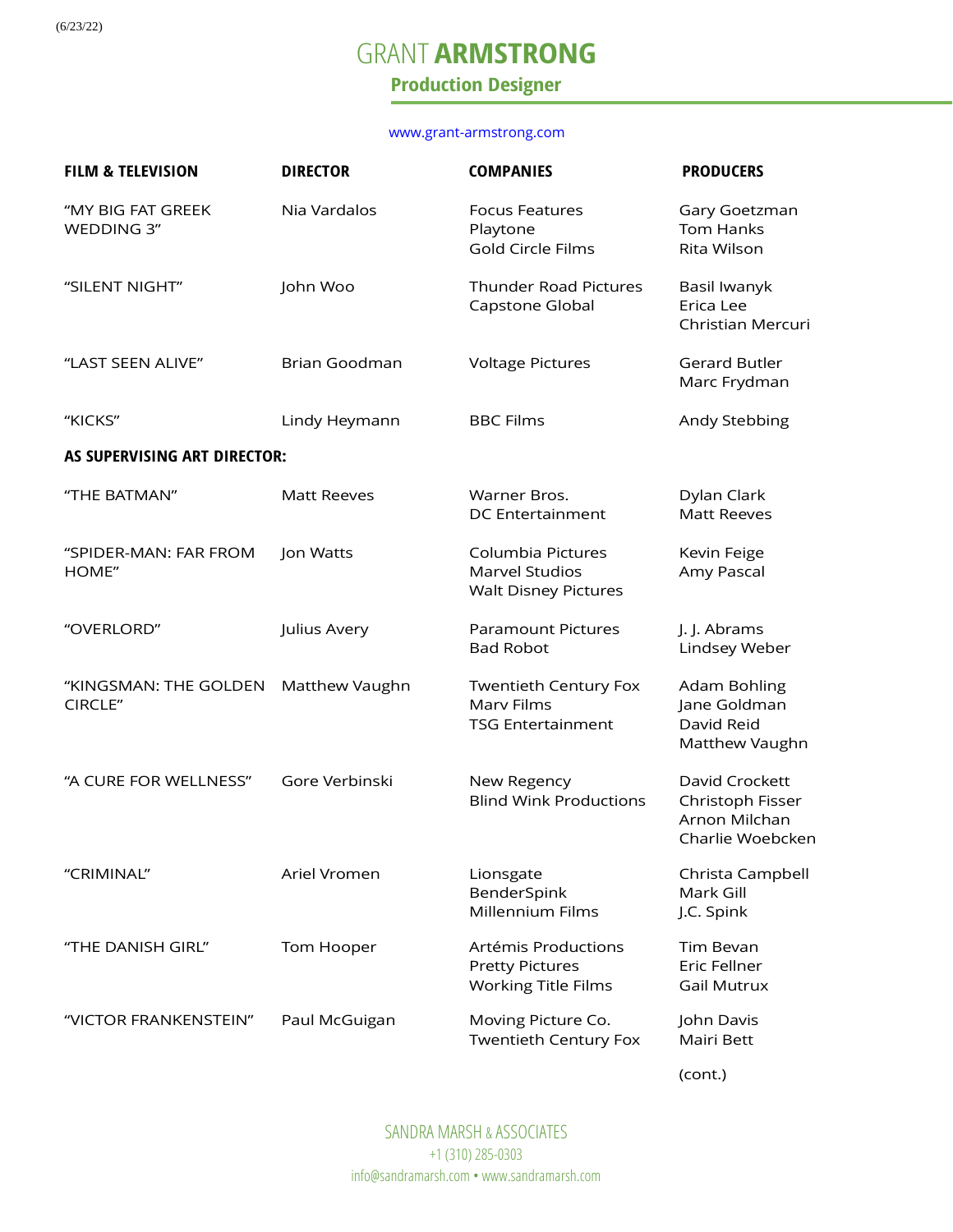(6/23/22)

# GRANT **ARMSTRONG**

## Production Designer

www.grant-armstrong.com

| FILM & TELEVISION | DIRECTOR | COMPANIES | PRODUCERS |
|---|---|---|---|
| "MY BIG FAT GREEK WEDDING 3" | Nia Vardalos | Focus Features<br>Playtone<br>Gold Circle Films | Gary Goetzman<br>Tom Hanks<br>Rita Wilson |
| "SILENT NIGHT" | John Woo | Thunder Road Pictures<br>Capstone Global | Basil Iwanyk<br>Erica Lee<br>Christian Mercuri |
| "LAST SEEN ALIVE" | Brian Goodman | Voltage Pictures | Gerard Butler<br>Marc Frydman |
| "KICKS" | Lindy Heymann | BBC Films | Andy Stebbing |
| **AS SUPERVISING ART DIRECTOR:** | | | |
| "THE BATMAN" | Matt Reeves | Warner Bros.<br>DC Entertainment | Dylan Clark<br>Matt Reeves |
| "SPIDER-MAN: FAR FROM HOME" | Jon Watts | Columbia Pictures<br>Marvel Studios<br>Walt Disney Pictures | Kevin Feige<br>Amy Pascal |
| "OVERLORD" | Julius Avery | Paramount Pictures<br>Bad Robot | J. J. Abrams<br>Lindsey Weber |
| "KINGSMAN: THE GOLDEN CIRCLE" | Matthew Vaughn | Twentieth Century Fox<br>Marv Films<br>TSG Entertainment | Adam Bohling<br>Jane Goldman<br>David Reid<br>Matthew Vaughn |
| "A CURE FOR WELLNESS" | Gore Verbinski | New Regency<br>Blind Wink Productions | David Crockett<br>Christoph Fisser<br>Arnon Milchan<br>Charlie Woebcken |
| "CRIMINAL" | Ariel Vromen | Lionsgate<br>BenderSpink<br>Millennium Films | Christa Campbell<br>Mark Gill<br>J.C. Spink |
| "THE DANISH GIRL" | Tom Hooper | Artémis Productions<br>Pretty Pictures<br>Working Title Films | Tim Bevan<br>Eric Fellner<br>Gail Mutrux |
| "VICTOR FRANKENSTEIN" | Paul McGuigan | Moving Picture Co.<br>Twentieth Century Fox | John Davis<br>Mairi Bett |

(cont.)

SANDRA MARSH & ASSOCIATES
+1 (310) 285-0303
info@sandramarsh.com • www.sandramarsh.com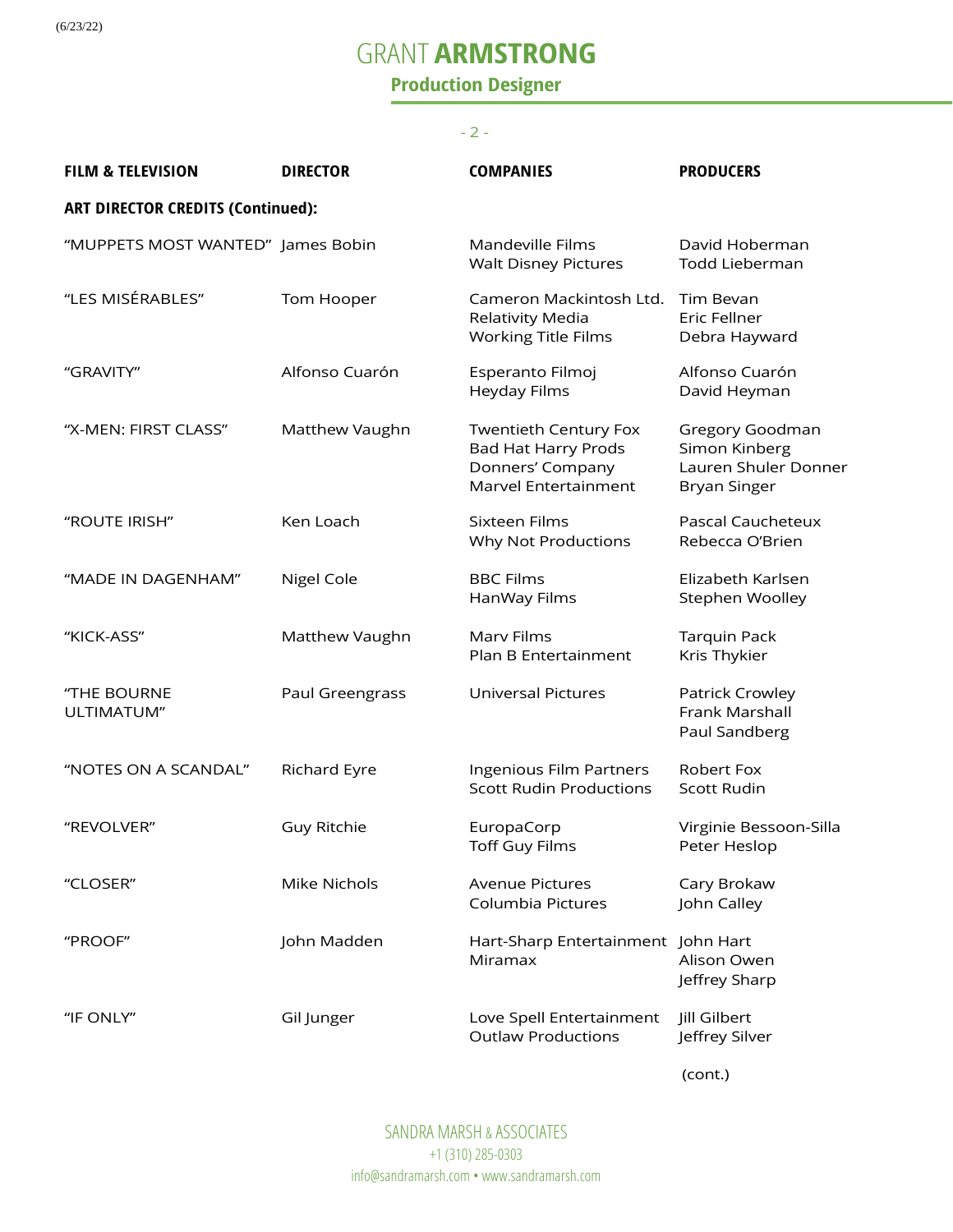| FILM & TELEVISION | DIRECTOR | COMPANIES | PRODUCERS |
|---|---|---|---|
| **ART DIRECTOR CREDITS (Continued):** | | | |
| "MUPPETS MOST WANTED" | James Bobin | Mandeville Films<br>Walt Disney Pictures | David Hoberman<br>Todd Lieberman |
| "LES MISÉRABLES" | Tom Hooper | Cameron Mackintosh Ltd.<br>Relativity Media<br>Working Title Films | Tim Bevan<br>Eric Fellner<br>Debra Hayward |
| "GRAVITY" | Alfonso Cuarón | Esperanto Filmoj<br>Heyday Films | Alfonso Cuarón<br>David Heyman |
| "X-MEN: FIRST CLASS" | Matthew Vaughn | Twentieth Century Fox<br>Bad Hat Harry Prods<br>Donners' Company<br>Marvel Entertainment | Gregory Goodman<br>Simon Kinberg<br>Lauren Shuler Donner<br>Bryan Singer |
| "ROUTE IRISH" | Ken Loach | Sixteen Films<br>Why Not Productions | Pascal Caucheteux<br>Rebecca O'Brien |
| "MADE IN DAGENHAM" | Nigel Cole | BBC Films<br>HanWay Films | Elizabeth Karlsen<br>Stephen Woolley |
| "KICK-ASS" | Matthew Vaughn | Marv Films<br>Plan B Entertainment | Tarquin Pack<br>Kris Thykier |
| "THE BOURNE ULTIMATUM" | Paul Greengrass | Universal Pictures | Patrick Crowley<br>Frank Marshall<br>Paul Sandberg |
| "NOTES ON A SCANDAL" | Richard Eyre | Ingenious Film Partners<br>Scott Rudin Productions | Robert Fox<br>Scott Rudin |
| "REVOLVER" | Guy Ritchie | EuropaCorp<br>Toff Guy Films | Virginie Bessoon-Silla<br>Peter Heslop |
| "CLOSER" | Mike Nichols | Avenue Pictures<br>Columbia Pictures | Cary Brokaw<br>John Calley |
| "PROOF" | John Madden | Hart-Sharp Entertainment<br>Miramax | John Hart<br>Alison Owen<br>Jeffrey Sharp |
| "IF ONLY" | Gil Junger | Love Spell Entertainment<br>Outlaw Productions | Jill Gilbert<br>Jeffrey Silver |

(cont.)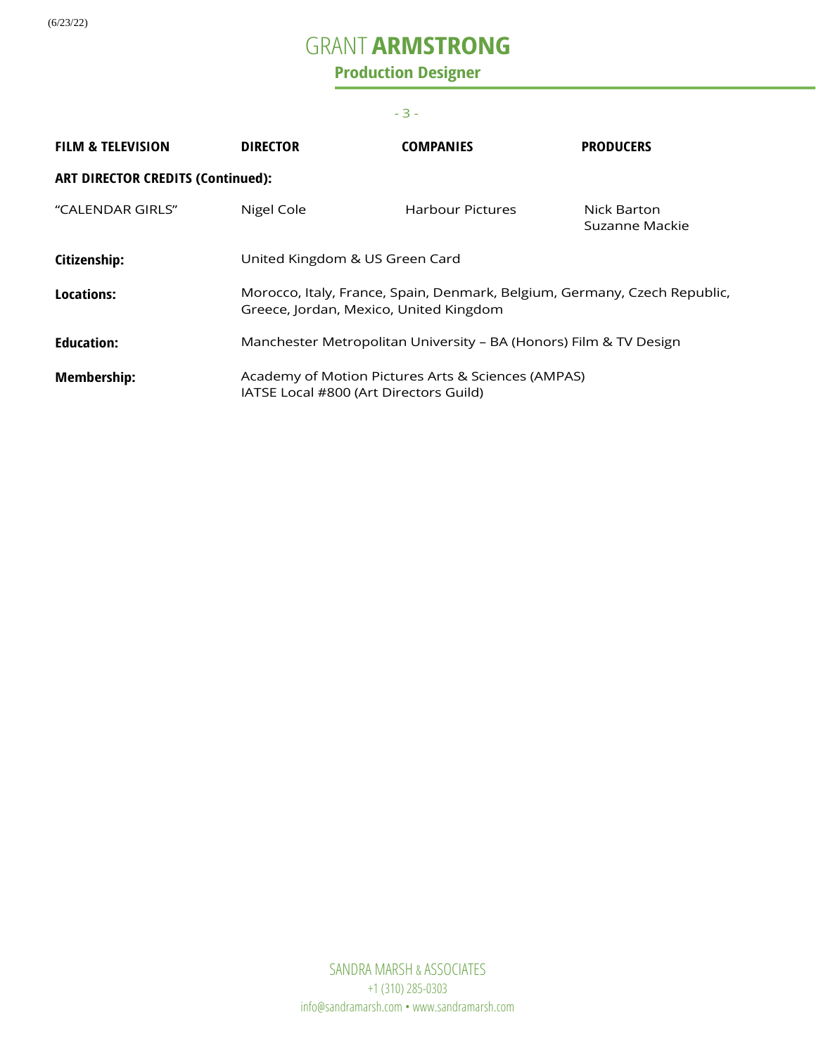# GRANT **ARMSTRONG**

## Production Designer

| FILM & TELEVISION | DIRECTOR | COMPANIES | PRODUCERS |
|---|---|---|---|
| **ART DIRECTOR CREDITS (Continued):** | | | |
| "CALENDAR GIRLS" | Nigel Cole | Harbour Pictures | Nick Barton<br>Suzanne Mackie |

**Citizenship:** United Kingdom & US Green Card

**Locations:** Morocco, Italy, France, Spain, Denmark, Belgium, Germany, Czech Republic, Greece, Jordan, Mexico, United Kingdom

**Education:** Manchester Metropolitan University – BA (Honors) Film & TV Design

**Membership:** Academy of Motion Pictures Arts & Sciences (AMPAS)
IATSE Local #800 (Art Directors Guild)